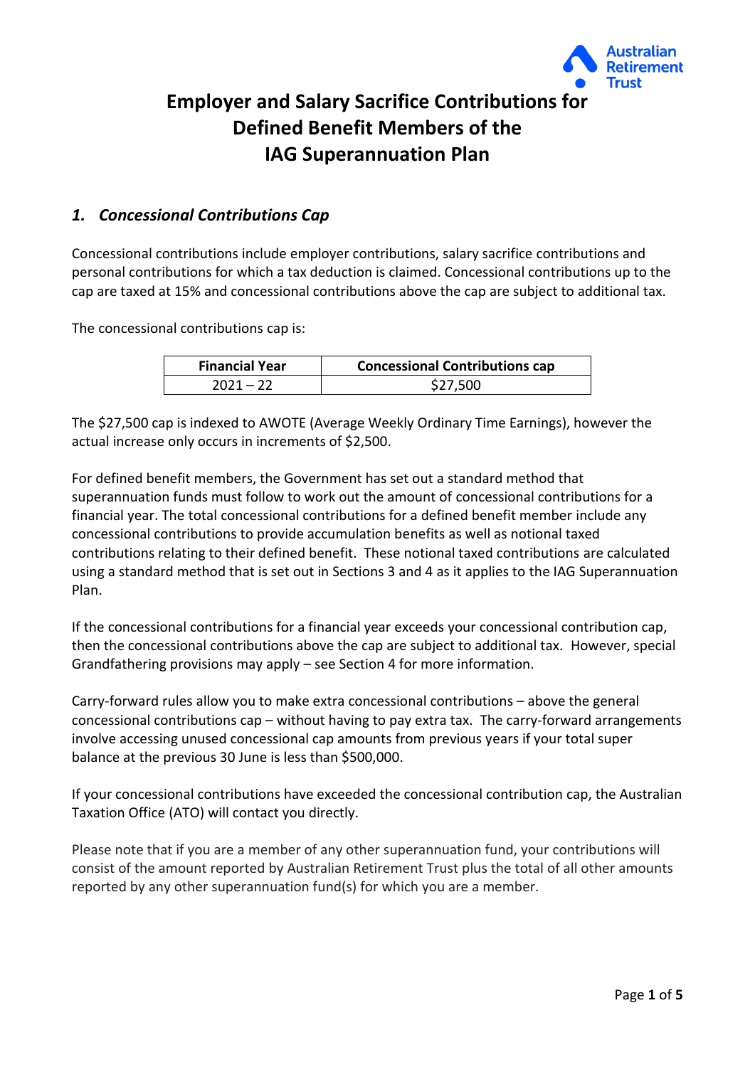# Employer and Salary Sacrifice Contributions for Defined Benefit Members of the IAG Superannuation Plan

## *1. Concessional Contributions Cap*

Concessional contributions include employer contributions, salary sacrifice contributions and personal contributions for which a tax deduction is claimed. Concessional contributions up to the cap are taxed at 15% and concessional contributions above the cap are subject to additional tax.

The concessional contributions cap is:

| Financial Year | Concessional Contributions cap |
| --- | --- |
| 2021 – 22 | $27,500 |

The $27,500 cap is indexed to AWOTE (Average Weekly Ordinary Time Earnings), however the actual increase only occurs in increments of $2,500.

For defined benefit members, the Government has set out a standard method that superannuation funds must follow to work out the amount of concessional contributions for a financial year. The total concessional contributions for a defined benefit member include any concessional contributions to provide accumulation benefits as well as notional taxed contributions relating to their defined benefit. These notional taxed contributions are calculated using a standard method that is set out in Sections 3 and 4 as it applies to the IAG Superannuation Plan.

If the concessional contributions for a financial year exceeds your concessional contribution cap, then the concessional contributions above the cap are subject to additional tax. However, special Grandfathering provisions may apply – see Section 4 for more information.

Carry-forward rules allow you to make extra concessional contributions – above the general concessional contributions cap – without having to pay extra tax. The carry-forward arrangements involve accessing unused concessional cap amounts from previous years if your total super balance at the previous 30 June is less than $500,000.

If your concessional contributions have exceeded the concessional contribution cap, the Australian Taxation Office (ATO) will contact you directly.

Please note that if you are a member of any other superannuation fund, your contributions will consist of the amount reported by Australian Retirement Trust plus the total of all other amounts reported by any other superannuation fund(s) for which you are a member.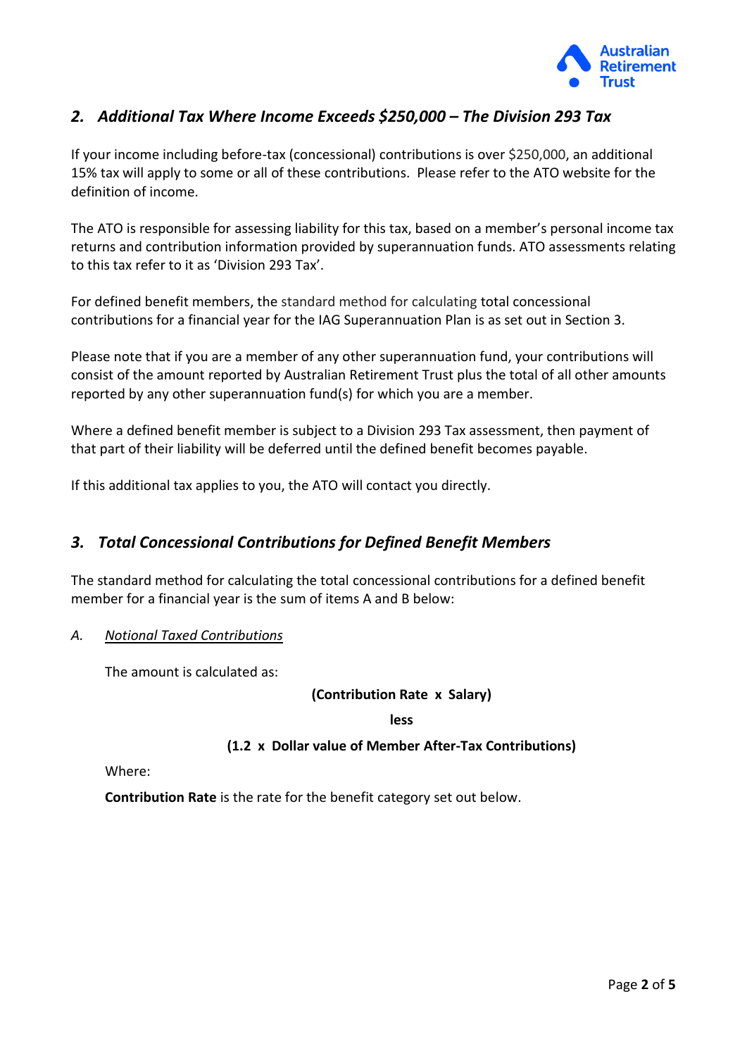## *2. Additional Tax Where Income Exceeds $250,000 – The Division 293 Tax*

If your income including before-tax (concessional) contributions is over $250,000, an additional 15% tax will apply to some or all of these contributions. Please refer to the ATO website for the definition of income.

The ATO is responsible for assessing liability for this tax, based on a member's personal income tax returns and contribution information provided by superannuation funds. ATO assessments relating to this tax refer to it as 'Division 293 Tax'.

For defined benefit members, the standard method for calculating total concessional contributions for a financial year for the IAG Superannuation Plan is as set out in Section 3.

Please note that if you are a member of any other superannuation fund, your contributions will consist of the amount reported by Australian Retirement Trust plus the total of all other amounts reported by any other superannuation fund(s) for which you are a member.

Where a defined benefit member is subject to a Division 293 Tax assessment, then payment of that part of their liability will be deferred until the defined benefit becomes payable.

If this additional tax applies to you, the ATO will contact you directly.

## *3. Total Concessional Contributions for Defined Benefit Members*

The standard method for calculating the total concessional contributions for a defined benefit member for a financial year is the sum of items A and B below:

*A.* *Notional Taxed Contributions*

The amount is calculated as:

**(Contribution Rate x Salary)**

**less**

**(1.2 x Dollar value of Member After-Tax Contributions)**

Where:

**Contribution Rate** is the rate for the benefit category set out below.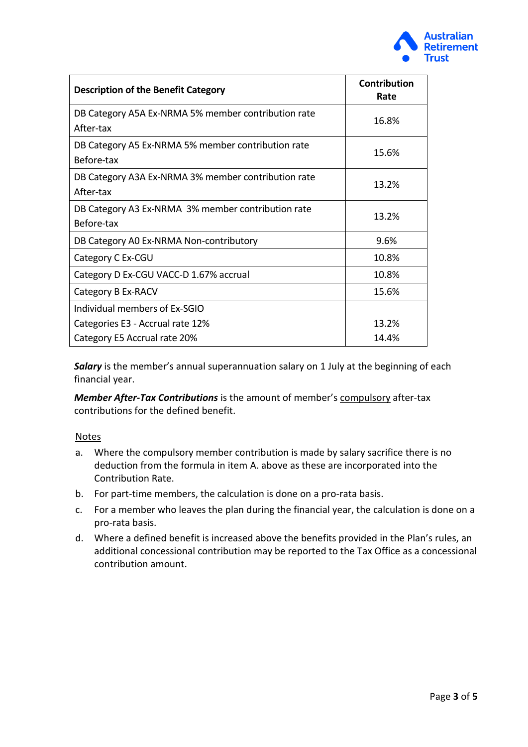| Description of the Benefit Category | Contribution Rate |
|---|---|
| DB Category A5A Ex-NRMA 5% member contribution rate After-tax | 16.8% |
| DB Category A5 Ex-NRMA 5% member contribution rate Before-tax | 15.6% |
| DB Category A3A Ex-NRMA 3% member contribution rate After-tax | 13.2% |
| DB Category A3 Ex-NRMA 3% member contribution rate Before-tax | 13.2% |
| DB Category A0 Ex-NRMA Non-contributory | 9.6% |
| Category C Ex-CGU | 10.8% |
| Category D Ex-CGU VACC-D 1.67% accrual | 10.8% |
| Category B Ex-RACV | 15.6% |
| Individual members of Ex-SGIO<br>Categories E3 - Accrual rate 12%<br>Category E5 Accrual rate 20% | <br>13.2%<br>14.4% |

***Salary*** is the member's annual superannuation salary on 1 July at the beginning of each financial year.

***Member After-Tax Contributions*** is the amount of member's compulsory after-tax contributions for the defined benefit.

Notes

a. Where the compulsory member contribution is made by salary sacrifice there is no deduction from the formula in item A. above as these are incorporated into the Contribution Rate.

b. For part-time members, the calculation is done on a pro-rata basis.

c. For a member who leaves the plan during the financial year, the calculation is done on a pro-rata basis.

d. Where a defined benefit is increased above the benefits provided in the Plan's rules, an additional concessional contribution may be reported to the Tax Office as a concessional contribution amount.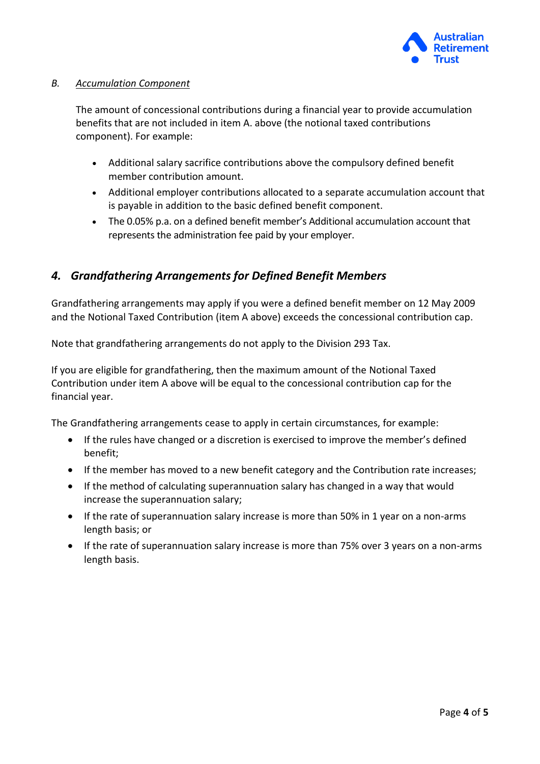*B.* ***Accumulation Component***

The amount of concessional contributions during a financial year to provide accumulation benefits that are not included in item A. above (the notional taxed contributions component). For example:

- Additional salary sacrifice contributions above the compulsory defined benefit member contribution amount.
- Additional employer contributions allocated to a separate accumulation account that is payable in addition to the basic defined benefit component.
- The 0.05% p.a. on a defined benefit member's Additional accumulation account that represents the administration fee paid by your employer.

## *4. Grandfathering Arrangements for Defined Benefit Members*

Grandfathering arrangements may apply if you were a defined benefit member on 12 May 2009 and the Notional Taxed Contribution (item A above) exceeds the concessional contribution cap.

Note that grandfathering arrangements do not apply to the Division 293 Tax.

If you are eligible for grandfathering, then the maximum amount of the Notional Taxed Contribution under item A above will be equal to the concessional contribution cap for the financial year.

The Grandfathering arrangements cease to apply in certain circumstances, for example:

- If the rules have changed or a discretion is exercised to improve the member's defined benefit;
- If the member has moved to a new benefit category and the Contribution rate increases;
- If the method of calculating superannuation salary has changed in a way that would increase the superannuation salary;
- If the rate of superannuation salary increase is more than 50% in 1 year on a non-arms length basis; or
- If the rate of superannuation salary increase is more than 75% over 3 years on a non-arms length basis.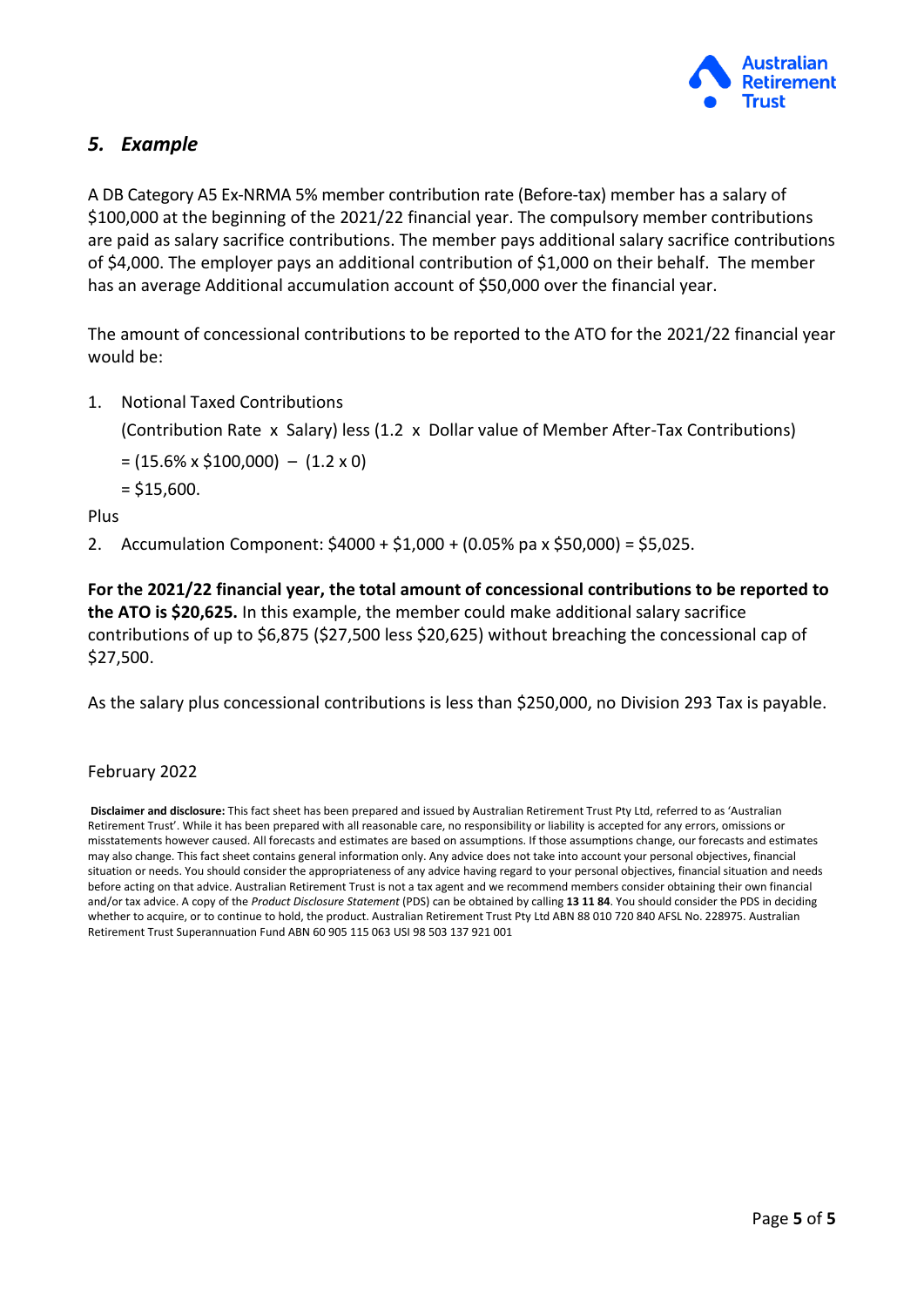## *5. Example*

A DB Category A5 Ex-NRMA 5% member contribution rate (Before-tax) member has a salary of \$100,000 at the beginning of the 2021/22 financial year. The compulsory member contributions are paid as salary sacrifice contributions. The member pays additional salary sacrifice contributions of \$4,000. The employer pays an additional contribution of \$1,000 on their behalf. The member has an average Additional accumulation account of \$50,000 over the financial year.

The amount of concessional contributions to be reported to the ATO for the 2021/22 financial year would be:

1. Notional Taxed Contributions

   (Contribution Rate x Salary) less (1.2 x Dollar value of Member After-Tax Contributions)

   = (15.6% x \$100,000) – (1.2 x 0)

   = \$15,600.

Plus

2. Accumulation Component: \$4000 + \$1,000 + (0.05% pa x \$50,000) = \$5,025.

**For the 2021/22 financial year, the total amount of concessional contributions to be reported to the ATO is \$20,625.** In this example, the member could make additional salary sacrifice contributions of up to \$6,875 (\$27,500 less \$20,625) without breaching the concessional cap of \$27,500.

As the salary plus concessional contributions is less than \$250,000, no Division 293 Tax is payable.

February 2022

**Disclaimer and disclosure:** This fact sheet has been prepared and issued by Australian Retirement Trust Pty Ltd, referred to as 'Australian Retirement Trust'. While it has been prepared with all reasonable care, no responsibility or liability is accepted for any errors, omissions or misstatements however caused. All forecasts and estimates are based on assumptions. If those assumptions change, our forecasts and estimates may also change. This fact sheet contains general information only. Any advice does not take into account your personal objectives, financial situation or needs. You should consider the appropriateness of any advice having regard to your personal objectives, financial situation and needs before acting on that advice. Australian Retirement Trust is not a tax agent and we recommend members consider obtaining their own financial and/or tax advice. A copy of the *Product Disclosure Statement* (PDS) can be obtained by calling **13 11 84**. You should consider the PDS in deciding whether to acquire, or to continue to hold, the product. Australian Retirement Trust Pty Ltd ABN 88 010 720 840 AFSL No. 228975. Australian Retirement Trust Superannuation Fund ABN 60 905 115 063 USI 98 503 137 921 001